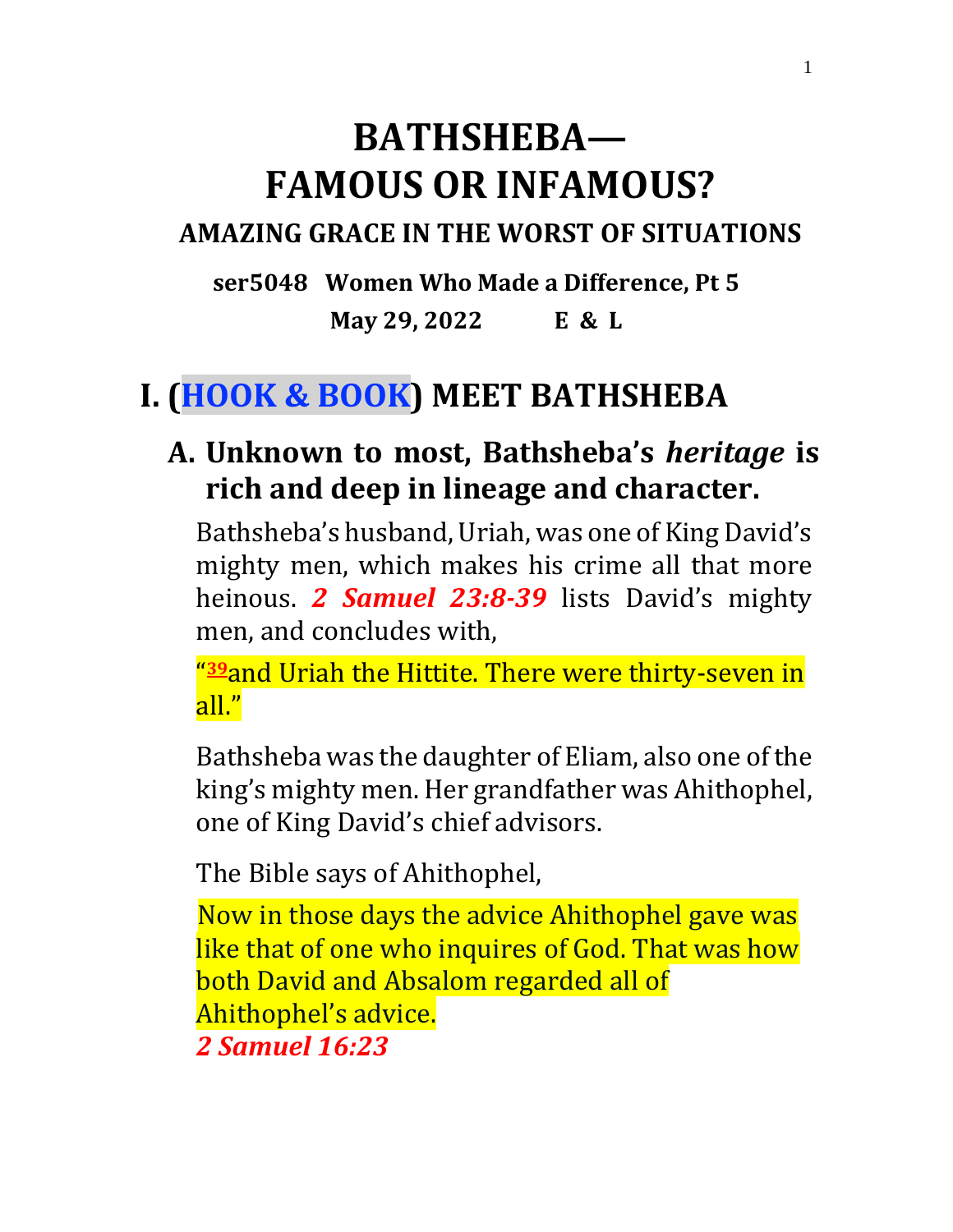# BATHSHEBA— FAMOUS OR INFAMOUS?

### AMAZING GRACE IN THE WORST OF SITUATIONS

**ser5048 Women Who Made a Difference, Pt 5**

**May 29, 2022 E & L**

## I. (HOOK & BOOK) MEET BATHSHEBA

### A. Unknown to most, Bathsheba's *heritage* is rich and deep in lineage and character.

Bathsheba's husband, Uriah, was one of King David's mighty men, which makes his crime all that more heinous. ***2 Samuel 23:8-39*** lists David's mighty men, and concludes with,

"[39]and Uriah the Hittite. There were thirty-seven in all."

Bathsheba was the daughter of Eliam, also one of the king's mighty men. Her grandfather was Ahithophel, one of King David's chief advisors.

The Bible says of Ahithophel,

Now in those days the advice Ahithophel gave was like that of one who inquires of God. That was how both David and Absalom regarded all of Ahithophel's advice.
***2 Samuel 16:23***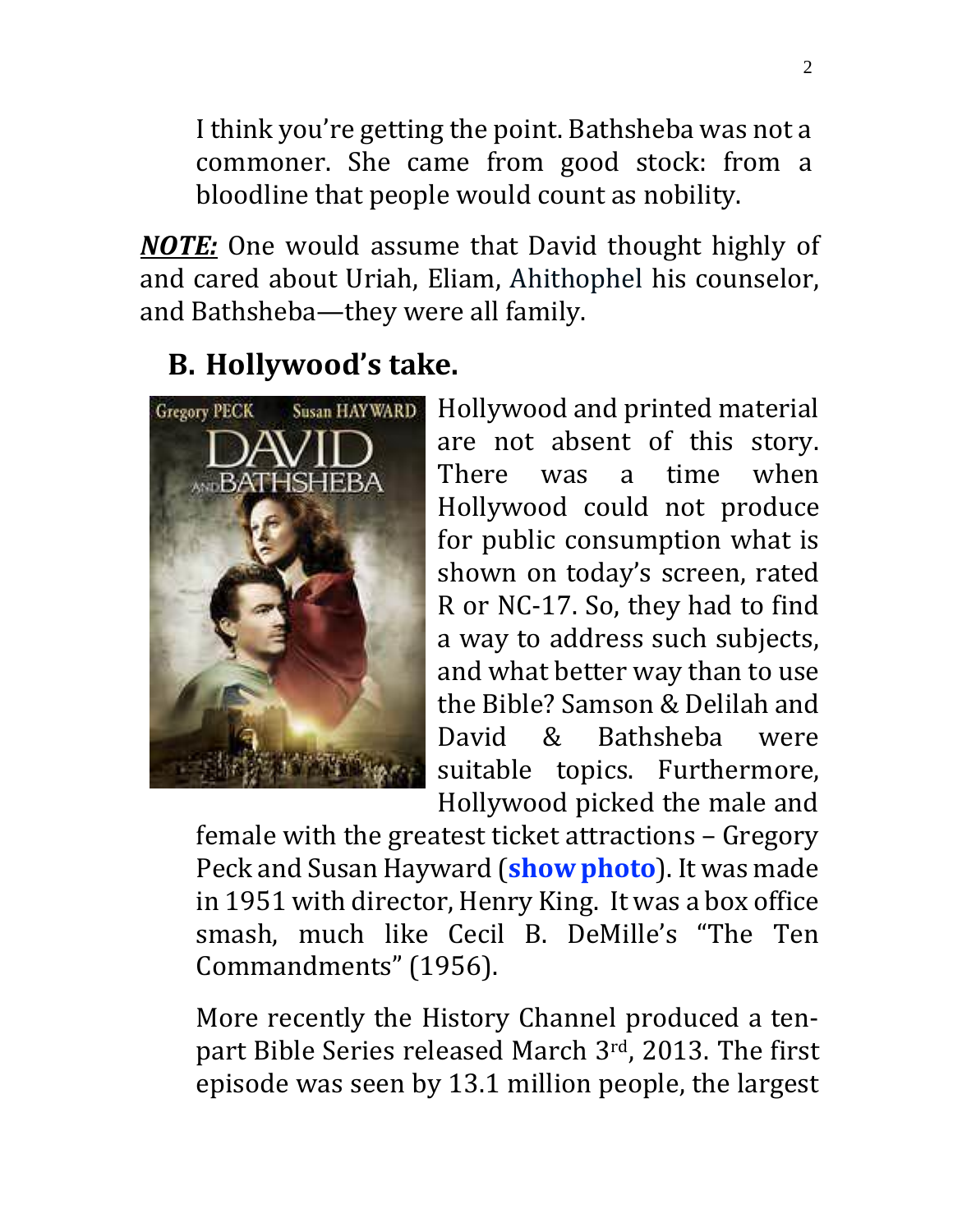I think you're getting the point. Bathsheba was not a commoner. She came from good stock: from a bloodline that people would count as nobility.

***NOTE:*** One would assume that David thought highly of and cared about Uriah, Eliam, Ahithophel his counselor, and Bathsheba—they were all family.

## B. Hollywood's take.

Hollywood and printed material are not absent of this story. There was a time when Hollywood could not produce for public consumption what is shown on today's screen, rated R or NC-17. So, they had to find a way to address such subjects, and what better way than to use the Bible? Samson & Delilah and David & Bathsheba were suitable topics. Furthermore, Hollywood picked the male and female with the greatest ticket attractions – Gregory Peck and Susan Hayward (**show photo**). It was made in 1951 with director, Henry King. It was a box office smash, much like Cecil B. DeMille's "The Ten Commandments" (1956).

More recently the History Channel produced a ten-part Bible Series released March 3rd, 2013. The first episode was seen by 13.1 million people, the largest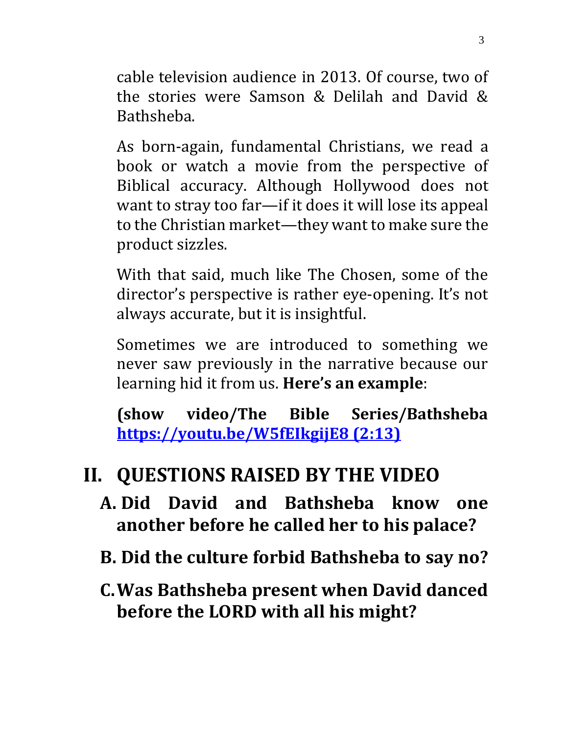cable television audience in 2013. Of course, two of the stories were Samson & Delilah and David & Bathsheba.

As born-again, fundamental Christians, we read a book or watch a movie from the perspective of Biblical accuracy. Although Hollywood does not want to stray too far—if it does it will lose its appeal to the Christian market—they want to make sure the product sizzles.

With that said, much like The Chosen, some of the director's perspective is rather eye-opening. It's not always accurate, but it is insightful.

Sometimes we are introduced to something we never saw previously in the narrative because our learning hid it from us. **Here's an example**:

**(show video/The Bible Series/Bathsheba [https://youtu.be/W5fEIkgijE8 (2:13)](https://youtu.be/W5fEIkgijE8)**

## II. QUESTIONS RAISED BY THE VIDEO

### A. Did David and Bathsheba know one another before he called her to his palace?

### B. Did the culture forbid Bathsheba to say no?

### C. Was Bathsheba present when David danced before the LORD with all his might?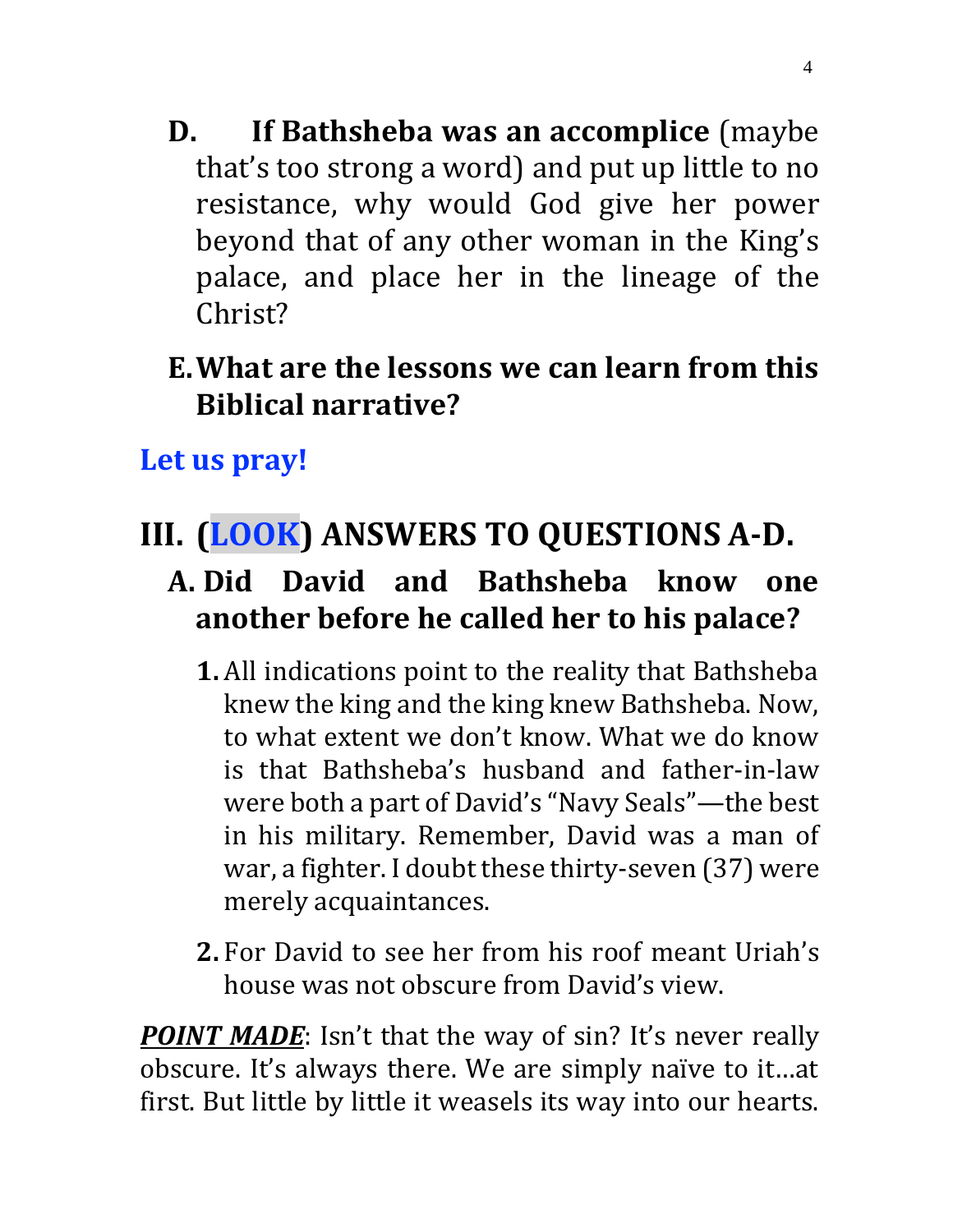D. **If Bathsheba was an accomplice** (maybe that's too strong a word) and put up little to no resistance, why would God give her power beyond that of any other woman in the King's palace, and place her in the lineage of the Christ?

E. **What are the lessons we can learn from this Biblical narrative?**

**Let us pray!**

## III. (LOOK) ANSWERS TO QUESTIONS A-D.

### A. Did David and Bathsheba know one another before he called her to his palace?

1. All indications point to the reality that Bathsheba knew the king and the king knew Bathsheba. Now, to what extent we don't know. What we do know is that Bathsheba's husband and father-in-law were both a part of David's "Navy Seals"—the best in his military. Remember, David was a man of war, a fighter. I doubt these thirty-seven (37) were merely acquaintances.

2. For David to see her from his roof meant Uriah's house was not obscure from David's view.

***POINT MADE***: Isn't that the way of sin? It's never really obscure. It's always there. We are simply naïve to it…at first. But little by little it weasels its way into our hearts.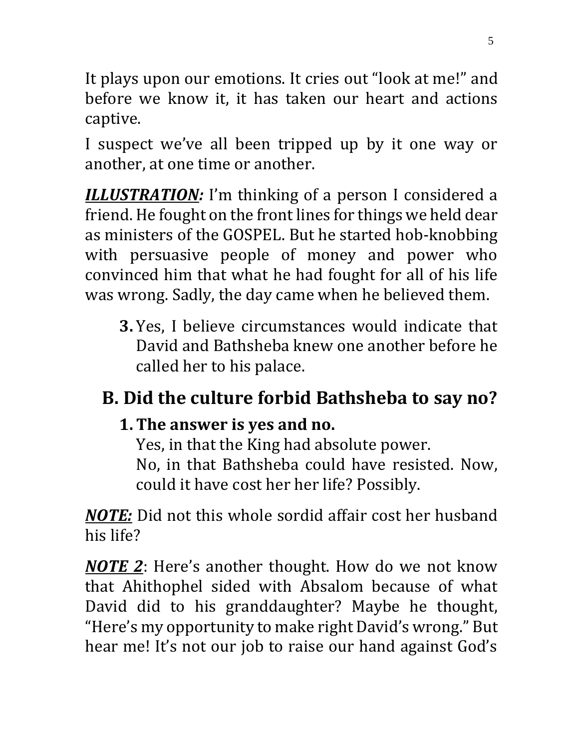It plays upon our emotions. It cries out "look at me!" and before we know it, it has taken our heart and actions captive.

I suspect we've all been tripped up by it one way or another, at one time or another.

***ILLUSTRATION:*** I'm thinking of a person I considered a friend. He fought on the front lines for things we held dear as ministers of the GOSPEL. But he started hob-knobbing with persuasive people of money and power who convinced him that what he had fought for all of his life was wrong. Sadly, the day came when he believed them.

3. Yes, I believe circumstances would indicate that David and Bathsheba knew one another before he called her to his palace.

## B. Did the culture forbid Bathsheba to say no?

1. **The answer is yes and no.**
   Yes, in that the King had absolute power.
   No, in that Bathsheba could have resisted. Now, could it have cost her her life? Possibly.

***NOTE:*** Did not this whole sordid affair cost her husband his life?

***NOTE 2***: Here's another thought. How do we not know that Ahithophel sided with Absalom because of what David did to his granddaughter? Maybe he thought, "Here's my opportunity to make right David's wrong." But hear me! It's not our job to raise our hand against God's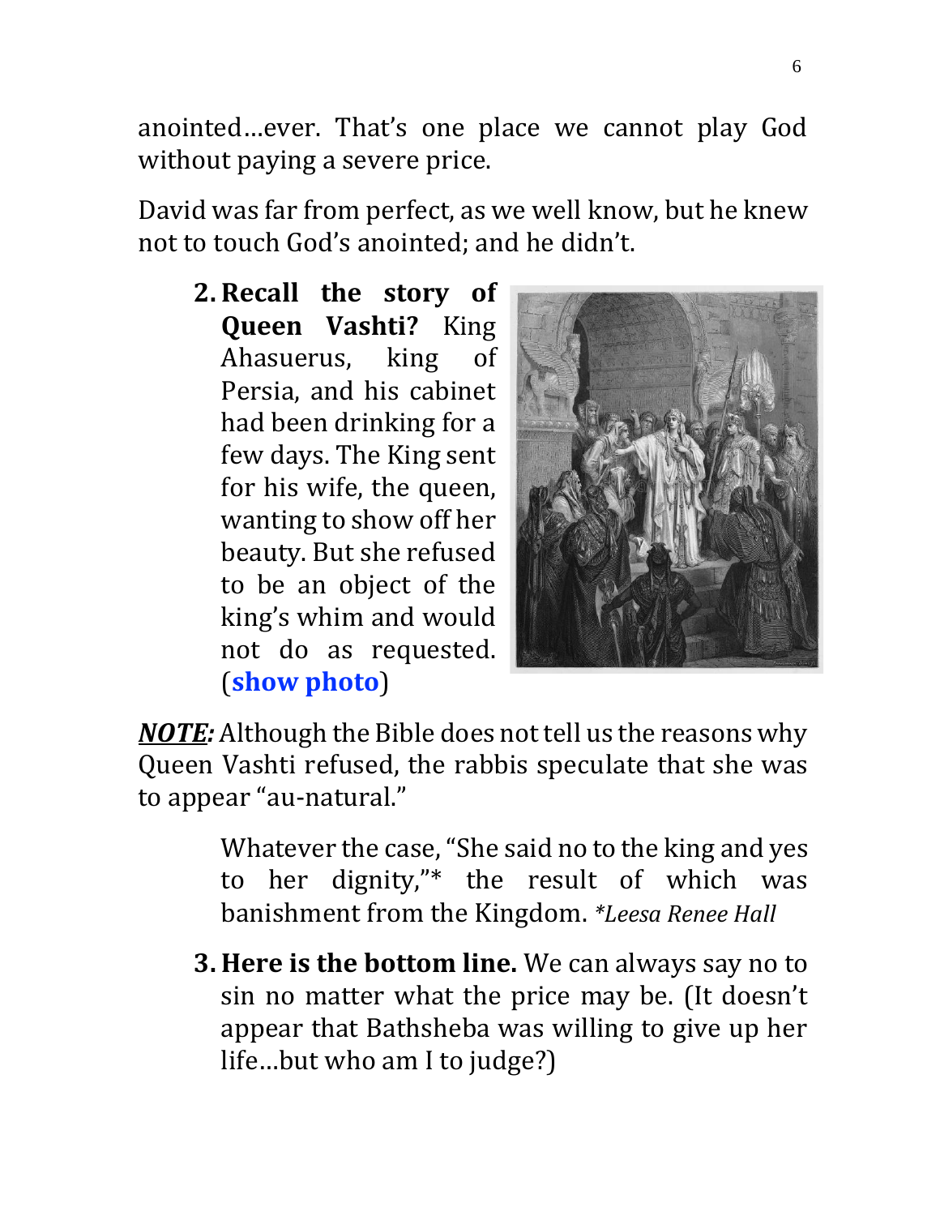anointed…ever. That's one place we cannot play God without paying a severe price.

David was far from perfect, as we well know, but he knew not to touch God's anointed; and he didn't.

2. **Recall the story of Queen Vashti?** King Ahasuerus, king of Persia, and his cabinet had been drinking for a few days. The King sent for his wife, the queen, wanting to show off her beauty. But she refused to be an object of the king's whim and would not do as requested. (**show photo**)

***NOTE:*** Although the Bible does not tell us the reasons why Queen Vashti refused, the rabbis speculate that she was to appear "au-natural."

> Whatever the case, "She said no to the king and yes to her dignity,"* the result of which was banishment from the Kingdom. *\*Leesa Renee Hall*

3. **Here is the bottom line.** We can always say no to sin no matter what the price may be. (It doesn't appear that Bathsheba was willing to give up her life…but who am I to judge?)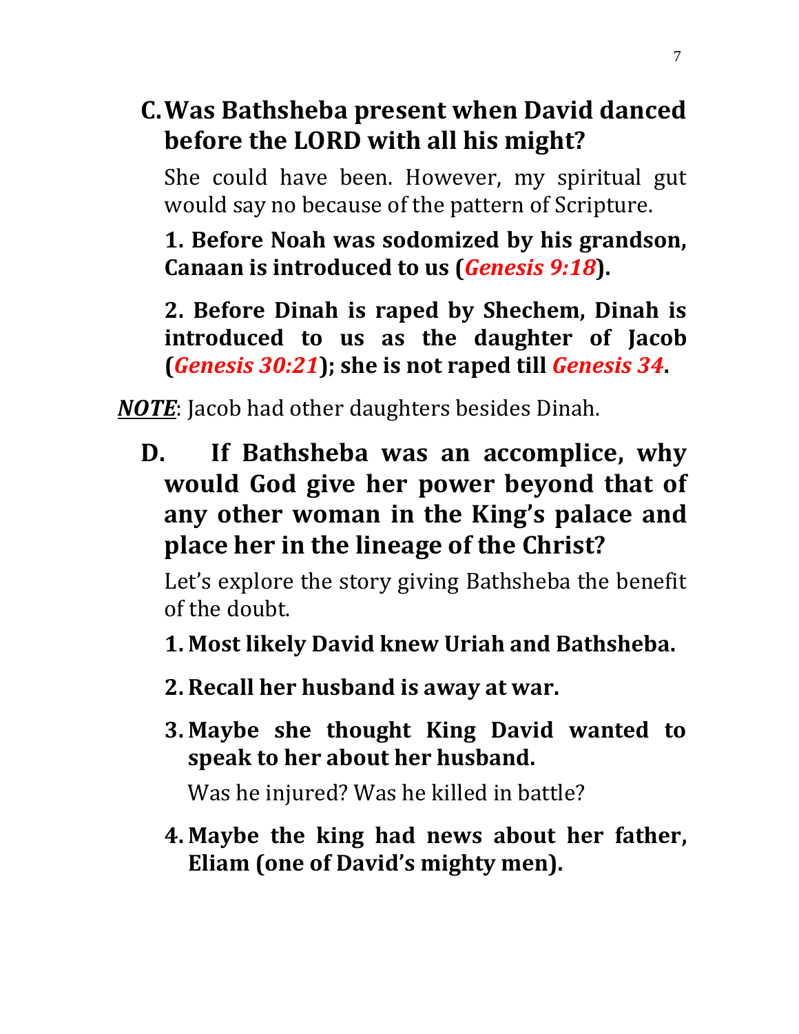## C. Was Bathsheba present when David danced before the LORD with all his might?

She could have been. However, my spiritual gut would say no because of the pattern of Scripture.

**1. Before Noah was sodomized by his grandson, Canaan is introduced to us (*Genesis 9:18*).**

**2. Before Dinah is raped by Shechem, Dinah is introduced to us as the daughter of Jacob (*Genesis 30:21*); she is not raped till *Genesis 34*.**

***NOTE***: Jacob had other daughters besides Dinah.

## D. If Bathsheba was an accomplice, why would God give her power beyond that of any other woman in the King's palace and place her in the lineage of the Christ?

Let's explore the story giving Bathsheba the benefit of the doubt.

1. **Most likely David knew Uriah and Bathsheba.**
2. **Recall her husband is away at war.**
3. **Maybe she thought King David wanted to speak to her about her husband.**

   Was he injured? Was he killed in battle?

4. **Maybe the king had news about her father, Eliam (one of David's mighty men).**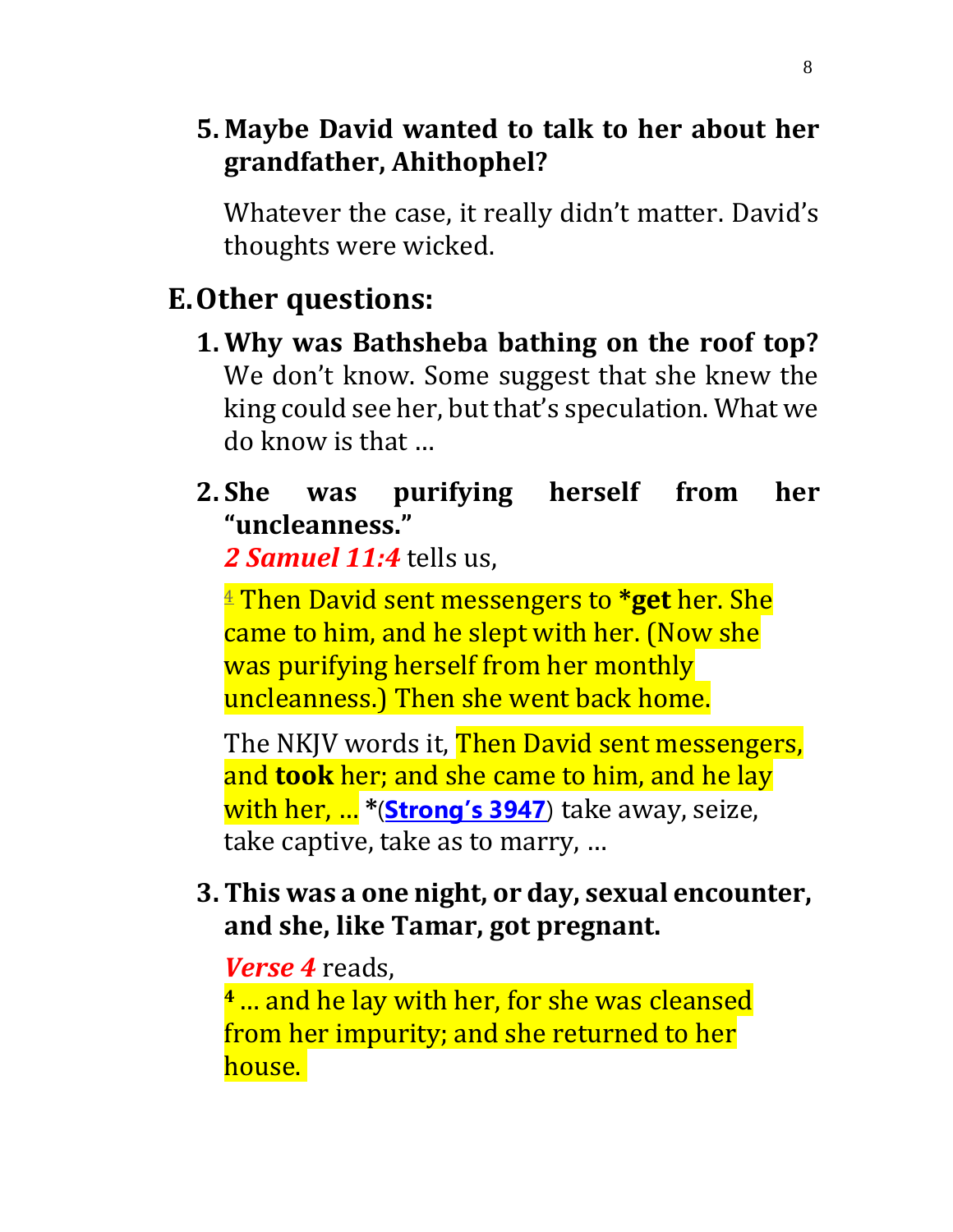5. **Maybe David wanted to talk to her about her grandfather, Ahithophel?**

   Whatever the case, it really didn't matter. David's thoughts were wicked.

## E. Other questions:

1. **Why was Bathsheba bathing on the roof top?** We don't know. Some suggest that she knew the king could see her, but that's speculation. What we do know is that …

2. **She was purifying herself from her "uncleanness."**
   ***2 Samuel 11:4*** tells us,

   [4] Then David sent messengers to ***get** her. She came to him, and he slept with her. (Now she was purifying herself from her monthly uncleanness.) Then she went back home.

   The NKJV words it, Then David sent messengers, and **took** her; and she came to him, and he lay with her, … *(**Strong's 3947**) take away, seize, take captive, take as to marry, …

3. **This was a one night, or day, sexual encounter, and she, like Tamar, got pregnant.**

   ***Verse 4*** reads,
   **[4]** … and he lay with her, for she was cleansed from her impurity; and she returned to her house.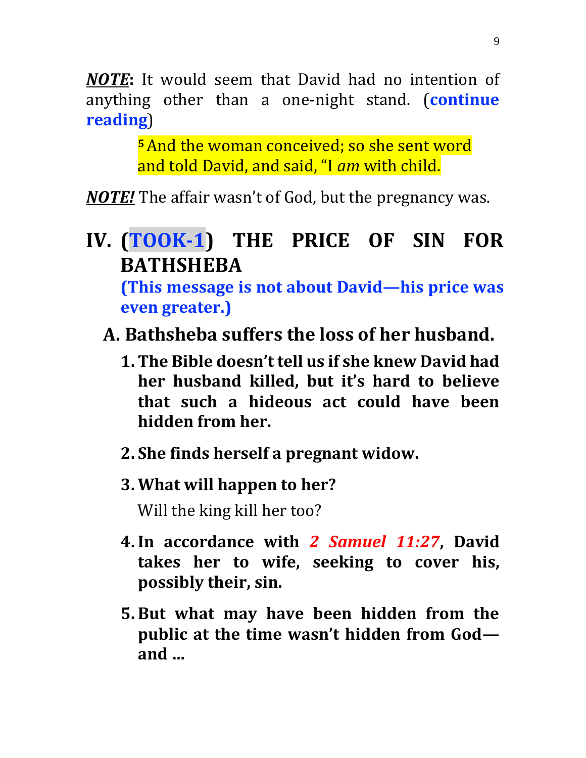***NOTE*:** It would seem that David had no intention of anything other than a one-night stand. (**continue reading**)

> [5] And the woman conceived; so she sent word and told David, and said, "I *am* with child.

***NOTE!*** The affair wasn't of God, but the pregnancy was.

## IV. (TOOK-1) THE PRICE OF SIN FOR BATHSHEBA

**(This message is not about David—his price was even greater.)**

### A. Bathsheba suffers the loss of her husband.

1. **The Bible doesn't tell us if she knew David had her husband killed, but it's hard to believe that such a hideous act could have been hidden from her.**

2. **She finds herself a pregnant widow.**

3. **What will happen to her?**

   Will the king kill her too?

4. **In accordance with *2 Samuel 11:27*, David takes her to wife, seeking to cover his, possibly their, sin.**

5. **But what may have been hidden from the public at the time wasn't hidden from God—and …**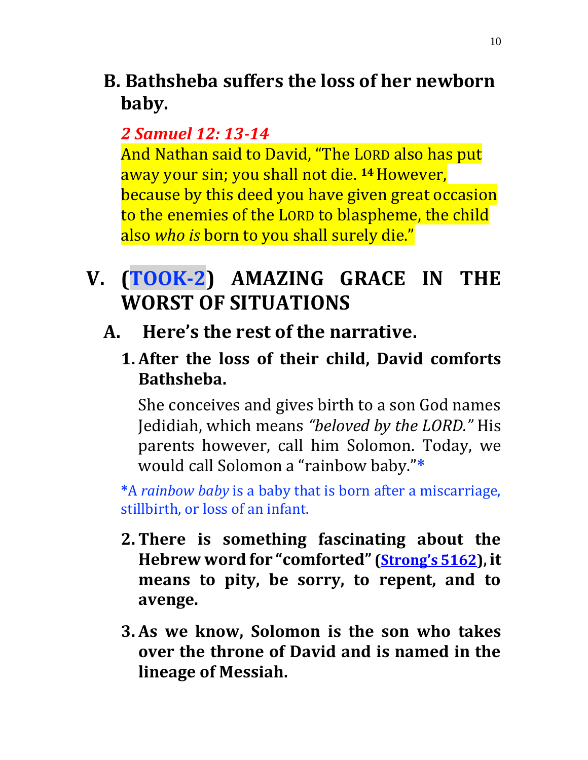## B. Bathsheba suffers the loss of her newborn baby.

***2 Samuel 12: 13-14***

And Nathan said to David, "The LORD also has put away your sin; you shall not die. **14** However, because by this deed you have given great occasion to the enemies of the LORD to blaspheme, the child also *who is* born to you shall surely die."

# V. (TOOK-2) AMAZING GRACE IN THE WORST OF SITUATIONS

## A. Here's the rest of the narrative.

1. **After the loss of their child, David comforts Bathsheba.**

   She conceives and gives birth to a son God names Jedidiah, which means *"beloved by the LORD."* His parents however, call him Solomon. Today, we would call Solomon a "rainbow baby."*

   *A *rainbow baby* is a baby that is born after a miscarriage, stillbirth, or loss of an infant.

2. **There is something fascinating about the Hebrew word for "comforted" (Strong's 5162), it means to pity, be sorry, to repent, and to avenge.**

3. **As we know, Solomon is the son who takes over the throne of David and is named in the lineage of Messiah.**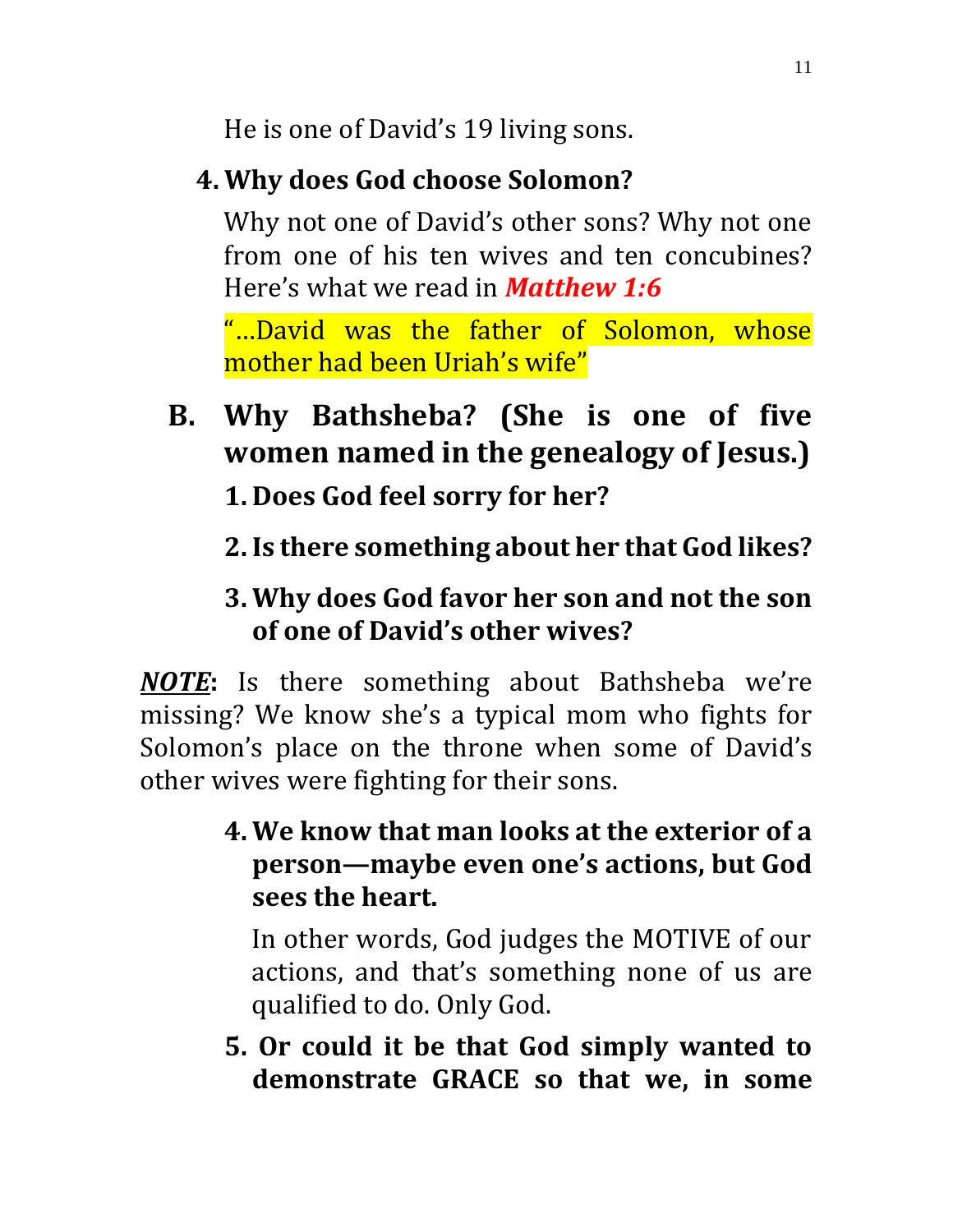He is one of David's 19 living sons.

4. **Why does God choose Solomon?**

   Why not one of David's other sons? Why not one from one of his ten wives and ten concubines? Here's what we read in ***Matthew 1:6***

   "…David was the father of Solomon, whose mother had been Uriah's wife"

## B. Why Bathsheba? (She is one of five women named in the genealogy of Jesus.)

1. **Does God feel sorry for her?**

2. **Is there something about her that God likes?**

3. **Why does God favor her son and not the son of one of David's other wives?**

***NOTE*:** Is there something about Bathsheba we're missing? We know she's a typical mom who fights for Solomon's place on the throne when some of David's other wives were fighting for their sons.

4. **We know that man looks at the exterior of a person—maybe even one's actions, but God sees the heart.**

   In other words, God judges the MOTIVE of our actions, and that's something none of us are qualified to do. Only God.

5. **Or could it be that God simply wanted to demonstrate GRACE so that we, in some**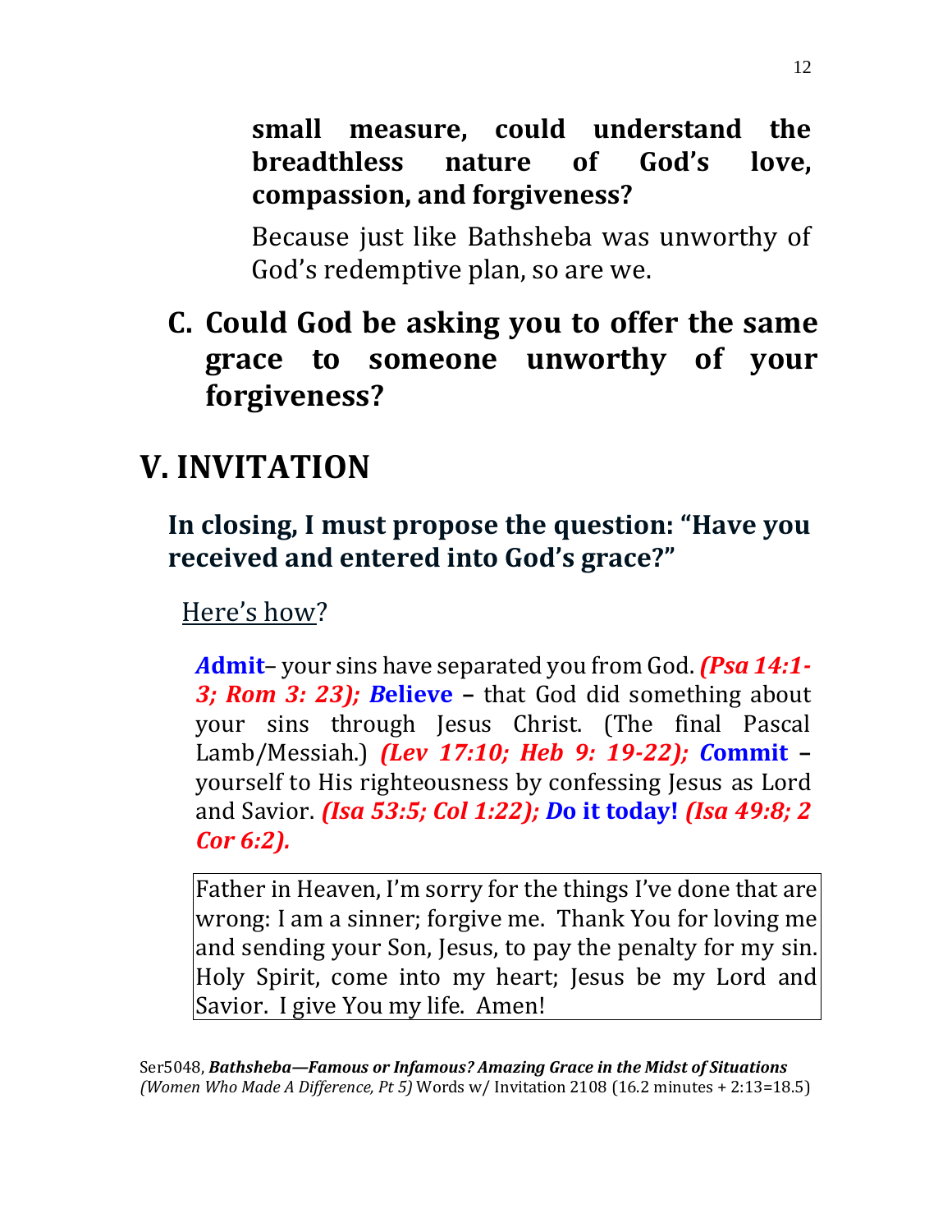**small measure, could understand the breadthless nature of God's love, compassion, and forgiveness?**

Because just like Bathsheba was unworthy of God's redemptive plan, so are we.

**C. Could God be asking you to offer the same grace to someone unworthy of your forgiveness?**

# V. INVITATION

**In closing, I must propose the question: "Have you received and entered into God's grace?"**

Here's how?

***A*dmit**– your sins have separated you from God. ***(Psa 14:1-3; Rom 3: 23); B*elieve** **–** that God did something about your sins through Jesus Christ. (The final Pascal Lamb/Messiah.) ***(Lev 17:10; Heb 9: 19-22); C*ommit** **–** yourself to His righteousness by confessing Jesus as Lord and Savior. ***(Isa 53:5; Col 1:22); D*o it today!** ***(Isa 49:8; 2 Cor 6:2).***

> Father in Heaven, I'm sorry for the things I've done that are wrong: I am a sinner; forgive me. Thank You for loving me and sending your Son, Jesus, to pay the penalty for my sin. Holy Spirit, come into my heart; Jesus be my Lord and Savior. I give You my life. Amen!

Ser5048, ***Bathsheba—Famous or Infamous? Amazing Grace in the Midst of Situations*** *(Women Who Made A Difference, Pt 5)* Words w/ Invitation 2108 (16.2 minutes + 2:13=18.5)